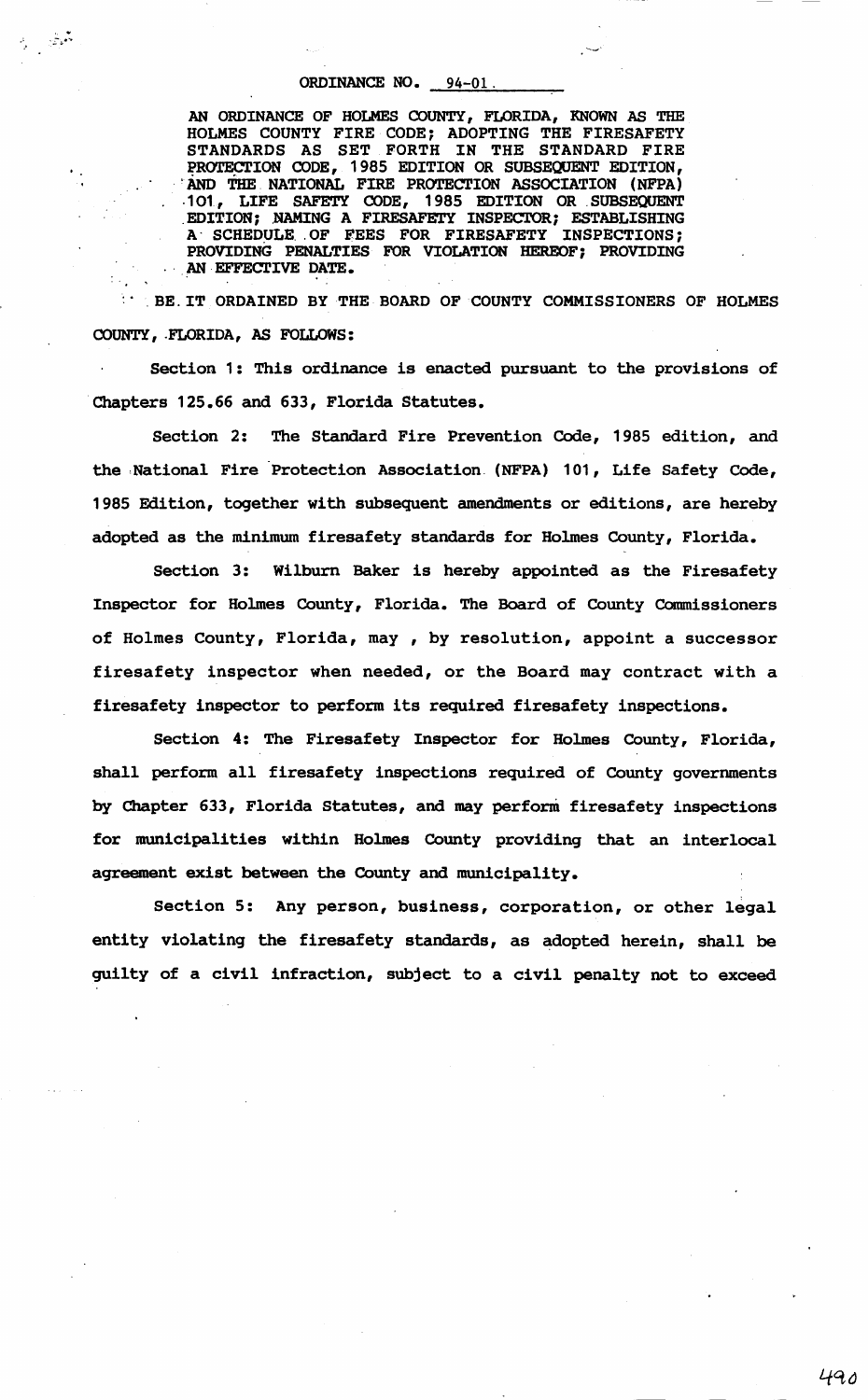# ORDINANCE NO. 94-01

AN ORDINANCE OF HOLMES COUNTY, FLORIDA, KNOWN AS THE HOLMES COUNTY FIRE CODE; ADOPTING THE FIRESAFETY STANDARDS AS SET FORTH IN THE STANDARD FIRE PROTECTION CODE, 1985 EDITION OR SUBSEQUENT EDITION, AND THE NATIONAL FIRE PROTECTION ASSOCIATION (NFPA) 101, LIFE SAFETY CODE, 1985 EDITION OR SUBSEQUENT EDITION; NAMING A FIRESAFETY INSPECTOR; ESTABLISHING A SCHEDULE OF FEES FOR FIRESAFETY INSPECTIONS; PROVIDING PENALTIES FOR VIOLATION HEREOF; PROVIDING AN EFFECTIVE DATE.

BE IT ORDAINED BY THE BOARD OF COUNTY COMMISSIONERS OF HOLMES COUNTY, FLORIDA, AS FOLLOWS:

Section 1: This ordinance is enacted pursuant to the provisions of Chapters 125.66 and 633, Florida Statutes.

Section 2: The Standard Fire Prevention Code, 1985 edition, and the National Fire Protection Association (NFPA) 101, Life Safety Code, 1985 Edition, together with subsequent amendments or editions, are hereby adopted as the minimum firesafety standards for Holmes County, Florida.

Section 3: Wilburn Baker is hereby appointed as the Firesafety Inspector for Holmes County, Florida. The Board of County Commissioners of Holmes County, Florida, may , by resolution, appoint a successor firesafety inspector when needed, or the Board may contract with a firesafety inspector to perform its required firesafety inspections.

Section 4: The Firesafety Inspector for Holmes County, Florida, shall perform all firesafety inspections required of County governments by Chapter 633, Florida Statutes, and may perform firesafety inspections for municipalities within Holmes County providing that an interlocal agreement exist between the County and municipality.

Section 5: Any person, business, corporation, or other legal entity violating the firesafety standards, as adopted herein, shall be guilty of a civil infraction, subject to a civil penalty not to exceed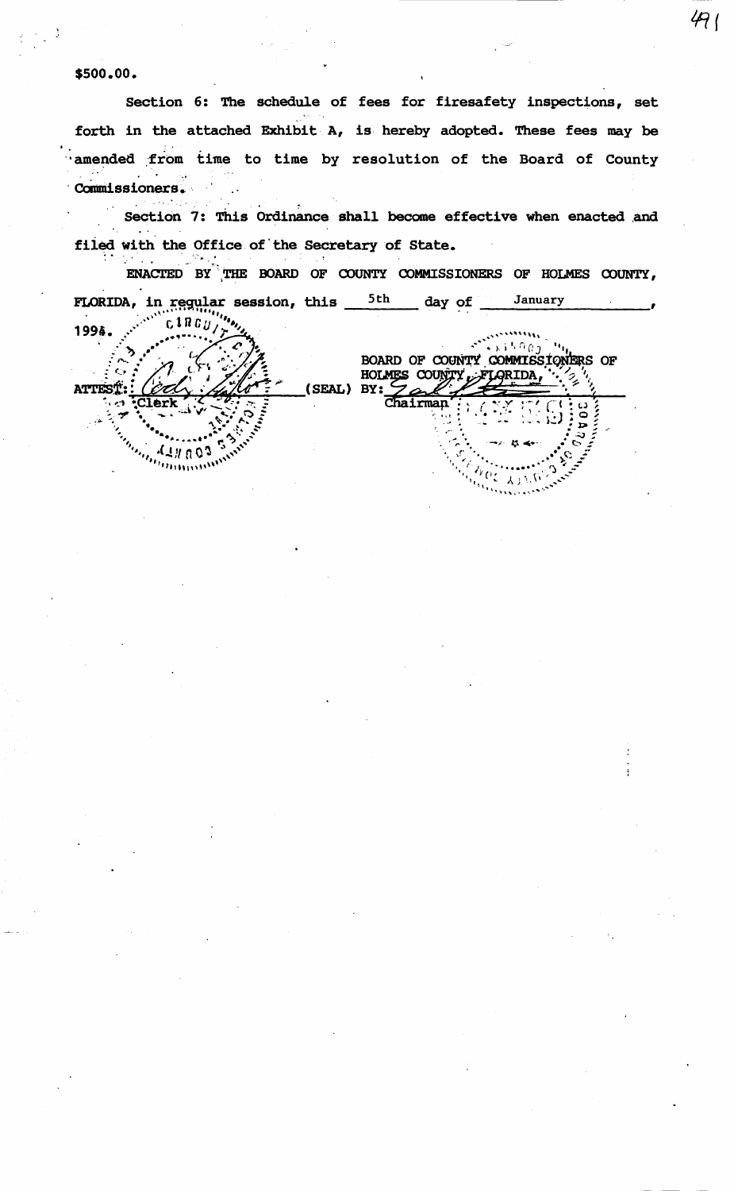$500.00.

Section 6: The schedule of fees for firesafety inspections, set forth in the attached Exhibit A, is hereby adopted. These fees may be amended from time to time by resolution of the Board of County Commissioners.

Section 7: This Ordinance shall become effective when enacted and filed with the Office of the Secretary of State.

ENACTED BY THE BOARD OF COUNTY COMMISSIONERS OF HOLMES COUNTY, FLORIDA, in regular session, this 5th day of January, 1996.

ATTEST: ______________________ (SEAL)
Clerk

BOARD OF COUNTY COMMISSIONERS OF HOLMES COUNTY, FLORIDA,

BY: ______________________
Chairman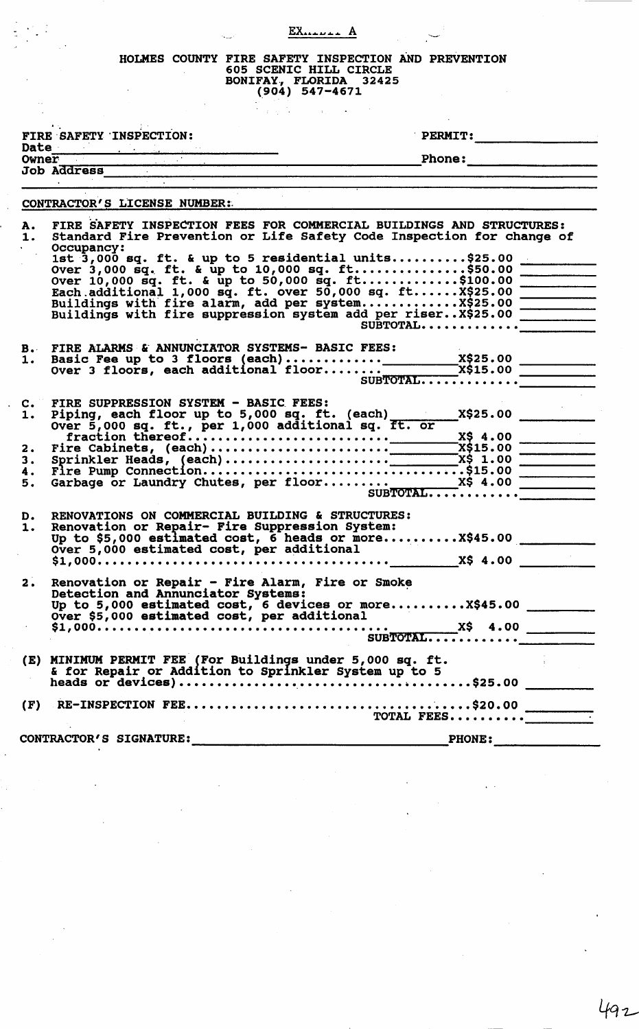EXHIBIT A

**HOLMES COUNTY FIRE SAFETY INSPECTION AND PREVENTION**
**605 SCENIC HILL CIRCLE**
**BONIFAY, FLORIDA 32425**
**(904) 547-4671**

FIRE SAFETY INSPECTION: PERMIT:\_\_\_\_\_\_\_\_\_\_\_\_
Date\_\_\_\_\_\_\_\_\_\_\_\_\_\_\_\_\_\_\_\_
Owner\_\_\_\_\_\_\_\_\_\_\_\_\_\_\_\_\_\_\_\_\_\_\_\_\_\_\_\_\_\_\_\_\_\_Phone:\_\_\_\_\_\_\_\_\_\_\_\_
Job Address\_\_\_\_\_\_\_\_\_\_\_\_\_\_\_\_\_\_\_\_\_\_\_\_\_\_\_\_\_\_\_\_\_\_\_\_\_\_\_\_\_\_\_\_

CONTRACTOR'S LICENSE NUMBER:\_\_\_\_\_\_\_\_\_\_\_\_\_\_\_\_\_\_\_\_\_\_\_\_\_\_\_\_\_\_\_\_\_\_

**A. FIRE SAFETY INSPECTION FEES FOR COMMERCIAL BUILDINGS AND STRUCTURES:**

1. Standard Fire Prevention or Life Safety Code Inspection for change of Occupancy:
   - 1st 3,000 sq. ft. & up to 5 residential units..........$25.00 \_\_\_\_\_\_\_\_
   - Over 3,000 sq. ft. & up to 10,000 sq. ft..............$50.00 \_\_\_\_\_\_\_\_
   - Over 10,000 sq. ft. & up to 50,000 sq. ft.............$100.00 \_\_\_\_\_\_\_\_
   - Each additional 1,000 sq. ft. over 50,000 sq. ft......X$25.00 \_\_\_\_\_\_\_\_
   - Buildings with fire alarm, add per system............X$25.00 \_\_\_\_\_\_\_\_
   - Buildings with fire suppression system add per riser..X$25.00 \_\_\_\_\_\_\_\_

SUBTOTAL............\_\_\_\_\_\_\_\_

**B. FIRE ALARMS & ANNUNCIATOR SYSTEMS- BASIC FEES:**

1. Basic Fee up to 3 floors (each)............\_\_\_\_\_\_\_\_X$25.00 \_\_\_\_\_\_\_\_
   Over 3 floors, each additional floor........\_\_\_\_\_\_\_\_X$15.00 \_\_\_\_\_\_\_\_

SUBTOTAL............\_\_\_\_\_\_\_\_

**C. FIRE SUPPRESSION SYSTEM - BASIC FEES:**

1. Piping, each floor up to 5,000 sq. ft. (each)\_\_\_\_\_\_\_\_X$25.00 \_\_\_\_\_\_\_\_
   Over 5,000 sq. ft., per 1,000 additional sq. ft. or fraction thereof..........................X$ 4.00 \_\_\_\_\_\_\_\_
2. Fire Cabinets, (each).......................\_\_\_\_\_\_\_\_X$15.00 \_\_\_\_\_\_\_\_
3. Sprinkler Heads, (each).....................\_\_\_\_\_\_\_\_X$ 1.00 \_\_\_\_\_\_\_\_
4. Fire Pump Connection..................................$15.00 \_\_\_\_\_\_\_\_
5. Garbage or Laundry Chutes, per floor.........\_\_\_\_\_\_\_\_X$ 4.00 \_\_\_\_\_\_\_\_

SUBTOTAL............\_\_\_\_\_\_\_\_

**D. RENOVATIONS ON COMMERCIAL BUILDING & STRUCTURES:**

1. Renovation or Repair- Fire Suppression System:
   Up to $5,000 estimated cost, 6 heads or more..........X$45.00 \_\_\_\_\_\_\_\_
   Over 5,000 estimated cost, per additional $1,000......................................\_\_\_\_\_\_\_\_X$ 4.00 \_\_\_\_\_\_\_\_

2. Renovation or Repair - Fire Alarm, Fire or Smoke Detection and Annunciator Systems:
   Up to 5,000 estimated cost, 6 devices or more..........X$45.00 \_\_\_\_\_\_\_\_
   Over $5,000 estimated cost, per additional $1,000......................................\_\_\_\_\_\_\_\_X$ 4.00 \_\_\_\_\_\_\_\_

SUBTOTAL............\_\_\_\_\_\_\_\_

**(E) MINIMUM PERMIT FEE** (For Buildings under 5,000 sq. ft. & for Repair or Addition to Sprinkler System up to 5 heads or devices)......................................$25.00 \_\_\_\_\_\_\_\_

**(F) RE-INSPECTION FEE**.....................................$20.00 \_\_\_\_\_\_\_\_

TOTAL FEES..........\_\_\_\_\_\_\_\_

CONTRACTOR'S SIGNATURE:\_\_\_\_\_\_\_\_\_\_\_\_\_\_\_\_\_\_\_\_\_\_\_\_\_\_\_\_\_\_\_\_\_\_PHONE:\_\_\_\_\_\_\_\_\_\_\_\_